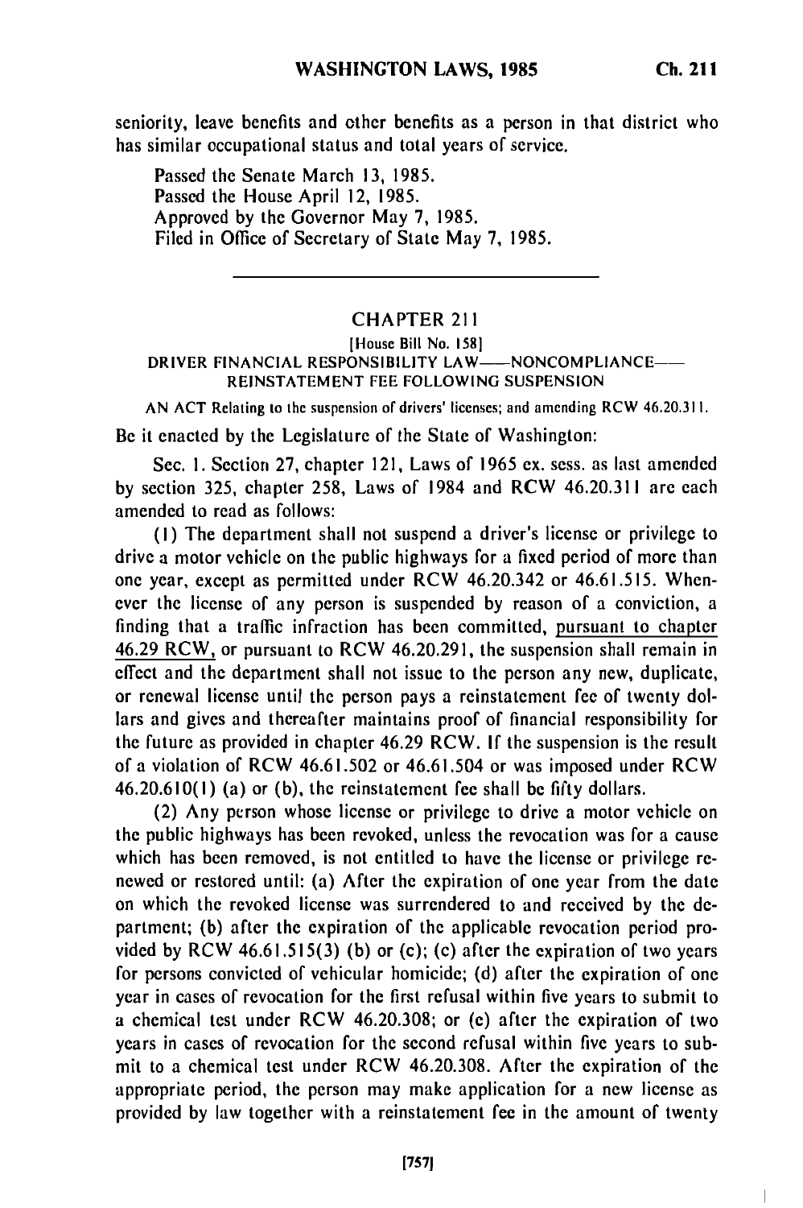seniority, leave benefits and other benefits as a person in that district who has similar occupational status and total years of service.

Passed the Senate March 13, 1985.
Passed the House April 12, 1985.
Approved by the Governor May 7, 1985.
Filed in Office of Secretary of State May 7, 1985.

---

## CHAPTER 211

[House Bill No. 158]

DRIVER FINANCIAL RESPONSIBILITY LAW——NONCOMPLIANCE——REINSTATEMENT FEE FOLLOWING SUSPENSION

AN ACT Relating to the suspension of drivers' licenses; and amending RCW 46.20.311.

Be it enacted by the Legislature of the State of Washington:

Sec. 1. Section 27, chapter 121, Laws of 1965 ex. sess. as last amended by section 325, chapter 258, Laws of 1984 and RCW 46.20.311 are each amended to read as follows:

(1) The department shall not suspend a driver's license or privilege to drive a motor vehicle on the public highways for a fixed period of more than one year, except as permitted under RCW 46.20.342 or 46.61.515. Whenever the license of any person is suspended by reason of a conviction, a finding that a traffic infraction has been committed, pursuant to chapter 46.29 RCW, or pursuant to RCW 46.20.291, the suspension shall remain in effect and the department shall not issue to the person any new, duplicate, or renewal license until the person pays a reinstatement fee of twenty dollars and gives and thereafter maintains proof of financial responsibility for the future as provided in chapter 46.29 RCW. If the suspension is the result of a violation of RCW 46.61.502 or 46.61.504 or was imposed under RCW 46.20.610(1) (a) or (b), the reinstatement fee shall be fifty dollars.

(2) Any person whose license or privilege to drive a motor vehicle on the public highways has been revoked, unless the revocation was for a cause which has been removed, is not entitled to have the license or privilege renewed or restored until: (a) After the expiration of one year from the date on which the revoked license was surrendered to and received by the department; (b) after the expiration of the applicable revocation period provided by RCW 46.61.515(3) (b) or (c); (c) after the expiration of two years for persons convicted of vehicular homicide; (d) after the expiration of one year in cases of revocation for the first refusal within five years to submit to a chemical test under RCW 46.20.308; or (e) after the expiration of two years in cases of revocation for the second refusal within five years to submit to a chemical test under RCW 46.20.308. After the expiration of the appropriate period, the person may make application for a new license as provided by law together with a reinstatement fee in the amount of twenty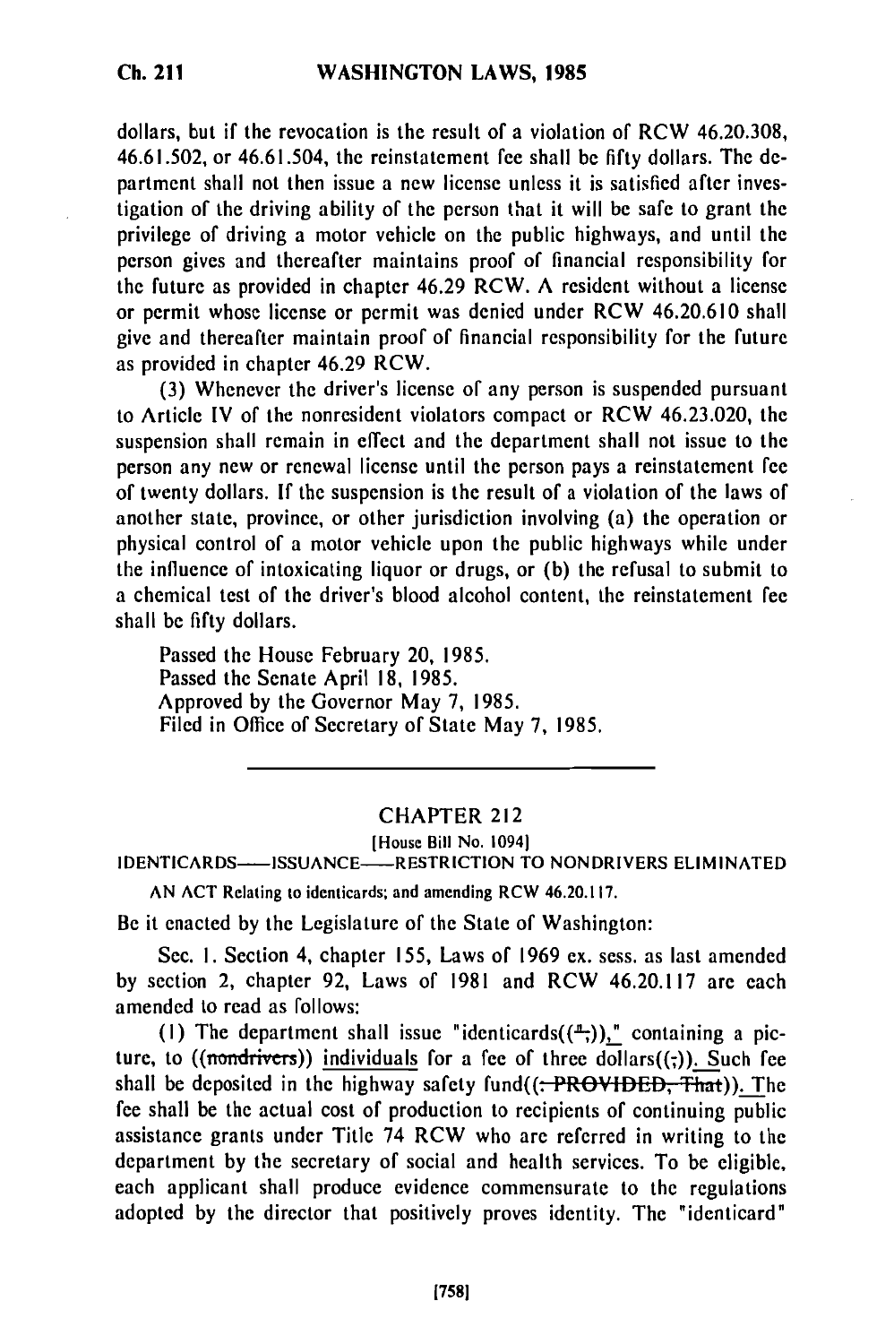dollars, but if the revocation is the result of a violation of RCW 46.20.308, 46.61.502, or 46.61.504, the reinstatement fee shall be fifty dollars. The department shall not then issue a new license unless it is satisfied after investigation of the driving ability of the person that it will be safe to grant the privilege of driving a motor vehicle on the public highways, and until the person gives and thereafter maintains proof of financial responsibility for the future as provided in chapter 46.29 RCW. A resident without a license or permit whose license or permit was denied under RCW 46.20.610 shall give and thereafter maintain proof of financial responsibility for the future as provided in chapter 46.29 RCW.

(3) Whenever the driver's license of any person is suspended pursuant to Article IV of the nonresident violators compact or RCW 46.23.020, the suspension shall remain in effect and the department shall not issue to the person any new or renewal license until the person pays a reinstatement fee of twenty dollars. If the suspension is the result of a violation of the laws of another state, province, or other jurisdiction involving (a) the operation or physical control of a motor vehicle upon the public highways while under the influence of intoxicating liquor or drugs, or (b) the refusal to submit to a chemical test of the driver's blood alcohol content, the reinstatement fee shall be fifty dollars.

Passed the House February 20, 1985.
Passed the Senate April 18, 1985.
Approved by the Governor May 7, 1985.
Filed in Office of Secretary of State May 7, 1985.

---

## CHAPTER 212

[House Bill No. 1094]

IDENTICARDS—ISSUANCE—RESTRICTION TO NONDRIVERS ELIMINATED

AN ACT Relating to identicards; and amending RCW 46.20.117.

Be it enacted by the Legislature of the State of Washington:

Sec. 1. Section 4, chapter 155, Laws of 1969 ex. sess. as last amended by section 2, chapter 92, Laws of 1981 and RCW 46.20.117 are each amended to read as follows:

(1) The department shall issue "identicards((",))," containing a picture, to ((~~nondrivers~~)) individuals for a fee of three dollars((;)). Such fee shall be deposited in the highway safety fund((~~: PROVIDED, That~~)). The fee shall be the actual cost of production to recipients of continuing public assistance grants under Title 74 RCW who are referred in writing to the department by the secretary of social and health services. To be eligible, each applicant shall produce evidence commensurate to the regulations adopted by the director that positively proves identity. The "identicard"